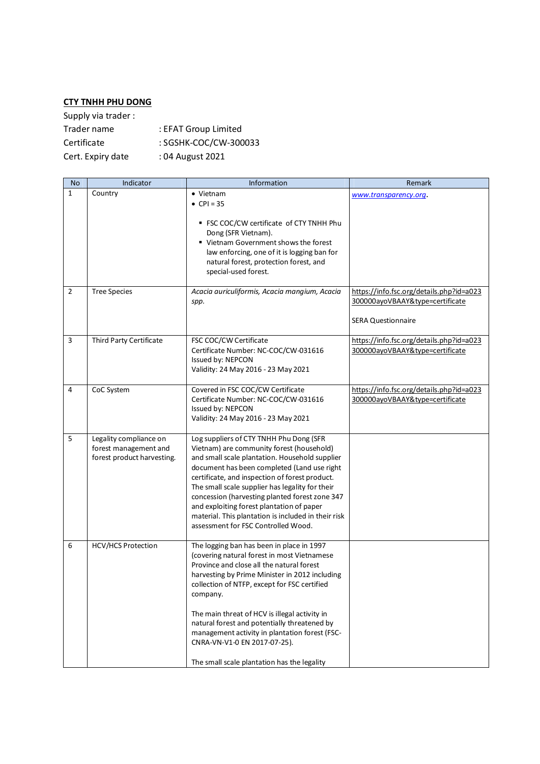**CTY TNHH PHU DONG**

Supply via trader :

Trader name : EFAT Group Limited

Certificate : SGSHK-COC/CW-300033

Cert. Expiry date : 04 August 2021

| No | Indicator | Information | Remark |
|---|---|---|---|
| 1 | Country | • Vietnam<br>• CPI = 35<br><br>▪ FSC COC/CW certificate of CTY TNHH Phu Dong (SFR Vietnam).<br>▪ Vietnam Government shows the forest law enforcing, one of it is logging ban for natural forest, protection forest, and special-used forest. | *www.transparency.org*. |
| 2 | Tree Species | *Acacia auriculiformis, Acacia mangium, Acacia spp.* | https://info.fsc.org/details.php?id=a023300000ayoVBAAY&type=certificate<br><br>SERA Questionnaire |
| 3 | Third Party Certificate | FSC COC/CW Certificate<br>Certificate Number: NC-COC/CW-031616<br>Issued by: NEPCON<br>Validity: 24 May 2016 - 23 May 2021 | https://info.fsc.org/details.php?id=a023300000ayoVBAAY&type=certificate |
| 4 | CoC System | Covered in FSC COC/CW Certificate<br>Certificate Number: NC-COC/CW-031616<br>Issued by: NEPCON<br>Validity: 24 May 2016 - 23 May 2021 | https://info.fsc.org/details.php?id=a023300000ayoVBAAY&type=certificate |
| 5 | Legality compliance on forest management and forest product harvesting. | Log suppliers of CTY TNHH Phu Dong (SFR Vietnam) are community forest (household) and small scale plantation. Household supplier document has been completed (Land use right certificate, and inspection of forest product. The small scale supplier has legality for their concession (harvesting planted forest zone 347 and exploiting forest plantation of paper material. This plantation is included in their risk assessment for FSC Controlled Wood. | |
| 6 | HCV/HCS Protection | The logging ban has been in place in 1997 (covering natural forest in most Vietnamese Province and close all the natural forest harvesting by Prime Minister in 2012 including collection of NTFP, except for FSC certified company.<br><br>The main threat of HCV is illegal activity in natural forest and potentially threatened by management activity in plantation forest (FSC-CNRA-VN-V1-0 EN 2017-07-25).<br><br>The small scale plantation has the legality | |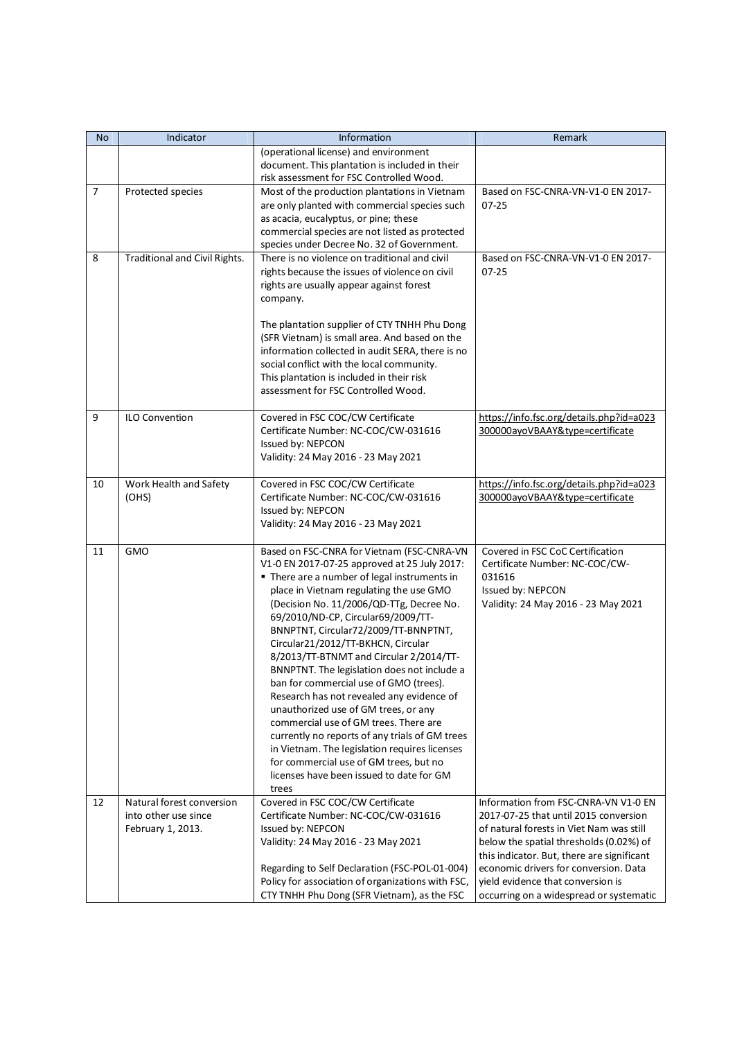| No | Indicator | Information | Remark |
|---|---|---|---|
| | | (operational license) and environment document. This plantation is included in their risk assessment for FSC Controlled Wood. | |
| 7 | Protected species | Most of the production plantations in Vietnam are only planted with commercial species such as acacia, eucalyptus, or pine; these commercial species are not listed as protected species under Decree No. 32 of Government. | Based on FSC-CNRA-VN-V1-0 EN 2017-07-25 |
| 8 | Traditional and Civil Rights. | There is no violence on traditional and civil rights because the issues of violence on civil rights are usually appear against forest company.<br><br>The plantation supplier of CTY TNHH Phu Dong (SFR Vietnam) is small area. And based on the information collected in audit SERA, there is no social conflict with the local community.<br>This plantation is included in their risk assessment for FSC Controlled Wood. | Based on FSC-CNRA-VN-V1-0 EN 2017-07-25 |
| 9 | ILO Convention | Covered in FSC COC/CW Certificate<br>Certificate Number: NC-COC/CW-031616<br>Issued by: NEPCON<br>Validity: 24 May 2016 - 23 May 2021 | https://info.fsc.org/details.php?id=a023300000ayoVBAAY&type=certificate |
| 10 | Work Health and Safety (OHS) | Covered in FSC COC/CW Certificate<br>Certificate Number: NC-COC/CW-031616<br>Issued by: NEPCON<br>Validity: 24 May 2016 - 23 May 2021 | https://info.fsc.org/details.php?id=a023300000ayoVBAAY&type=certificate |
| 11 | GMO | Based on FSC-CNRA for Vietnam (FSC-CNRA-VN V1-0 EN 2017-07-25 approved at 25 July 2017:<br>▪ There are a number of legal instruments in place in Vietnam regulating the use GMO (Decision No. 11/2006/QD-TTg, Decree No. 69/2010/ND-CP, Circular69/2009/TT-BNNPTNT, Circular72/2009/TT-BNNPTNT, Circular21/2012/TT-BKHCN, Circular 8/2013/TT-BTNMT and Circular 2/2014/TT-BNNPTNT. The legislation does not include a ban for commercial use of GMO (trees). Research has not revealed any evidence of unauthorized use of GM trees, or any commercial use of GM trees. There are currently no reports of any trials of GM trees in Vietnam. The legislation requires licenses for commercial use of GM trees, but no licenses have been issued to date for GM trees | Covered in FSC CoC Certification<br>Certificate Number: NC-COC/CW-031616<br>Issued by: NEPCON<br>Validity: 24 May 2016 - 23 May 2021 |
| 12 | Natural forest conversion into other use since February 1, 2013. | Covered in FSC COC/CW Certificate<br>Certificate Number: NC-COC/CW-031616<br>Issued by: NEPCON<br>Validity: 24 May 2016 - 23 May 2021<br><br>Regarding to Self Declaration (FSC-POL-01-004) Policy for association of organizations with FSC, CTY TNHH Phu Dong (SFR Vietnam), as the FSC | Information from FSC-CNRA-VN V1-0 EN 2017-07-25 that until 2015 conversion of natural forests in Viet Nam was still below the spatial thresholds (0.02%) of this indicator. But, there are significant economic drivers for conversion. Data yield evidence that conversion is occurring on a widespread or systematic |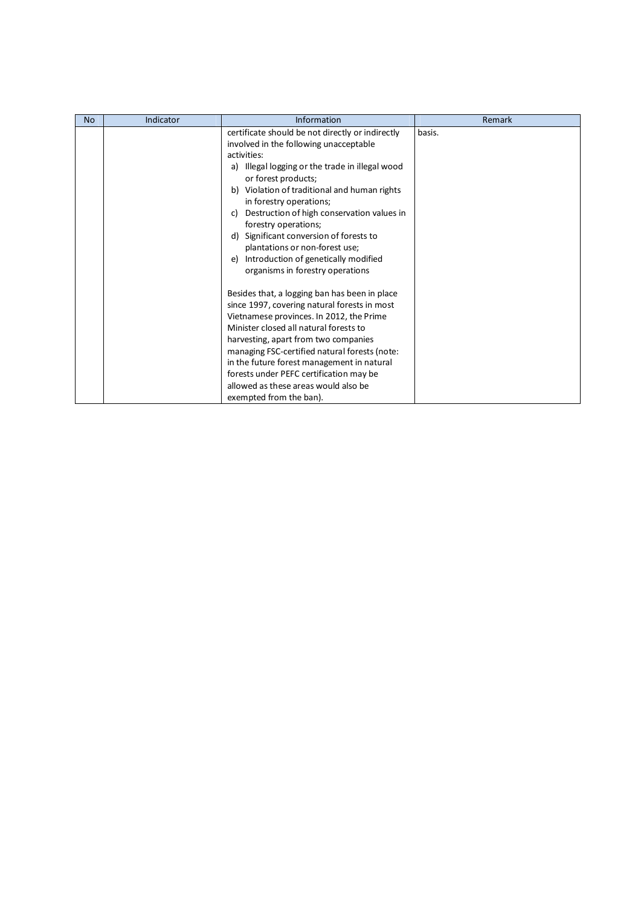| No | Indicator | Information | Remark |
|---|---|---|---|
| | | certificate should be not directly or indirectly involved in the following unacceptable activities:<br>a) Illegal logging or the trade in illegal wood or forest products;<br>b) Violation of traditional and human rights in forestry operations;<br>c) Destruction of high conservation values in forestry operations;<br>d) Significant conversion of forests to plantations or non-forest use;<br>e) Introduction of genetically modified organisms in forestry operations<br><br>Besides that, a logging ban has been in place since 1997, covering natural forests in most Vietnamese provinces. In 2012, the Prime Minister closed all natural forests to harvesting, apart from two companies managing FSC-certified natural forests (note: in the future forest management in natural forests under PEFC certification may be allowed as these areas would also be exempted from the ban). | basis. |